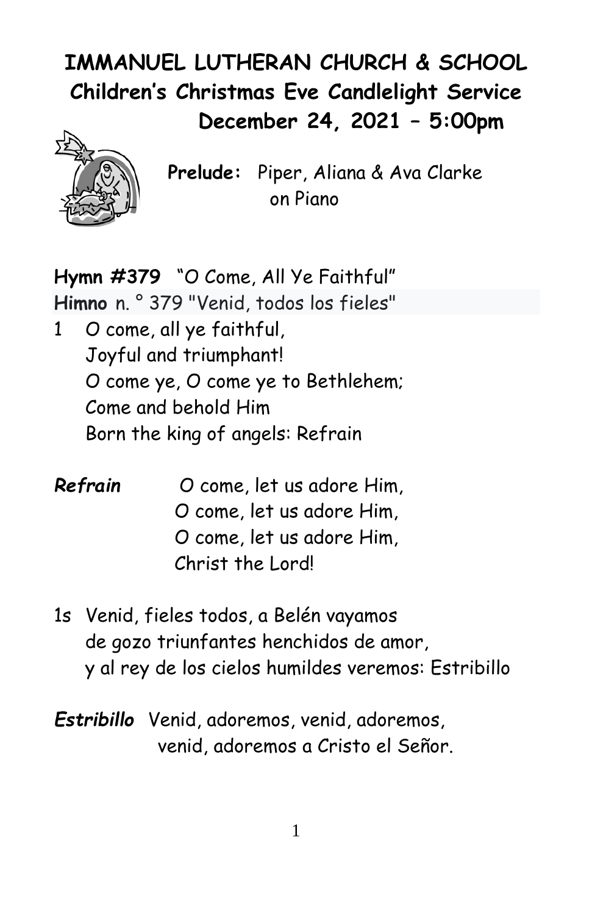# IMMANUEL LUTHERAN CHURCH & SCHOOL
## Children's Christmas Eve Candlelight Service
## December 24, 2021 – 5:00pm

**Prelude:** Piper, Aliana & Ava Clarke on Piano

**Hymn #379** "O Come, All Ye Faithful"
**Himno** n. ° 379 "Venid, todos los fieles"

1 O come, all ye faithful,
Joyful and triumphant!
O come ye, O come ye to Bethlehem;
Come and behold Him
Born the king of angels: Refrain

***Refrain*** O come, let us adore Him,
O come, let us adore Him,
O come, let us adore Him,
Christ the Lord!

1s Venid, fieles todos, a Belén vayamos
de gozo triunfantes henchidos de amor,
y al rey de los cielos humildes veremos: Estribillo

***Estribillo*** Venid, adoremos, venid, adoremos,
venid, adoremos a Cristo el Señor.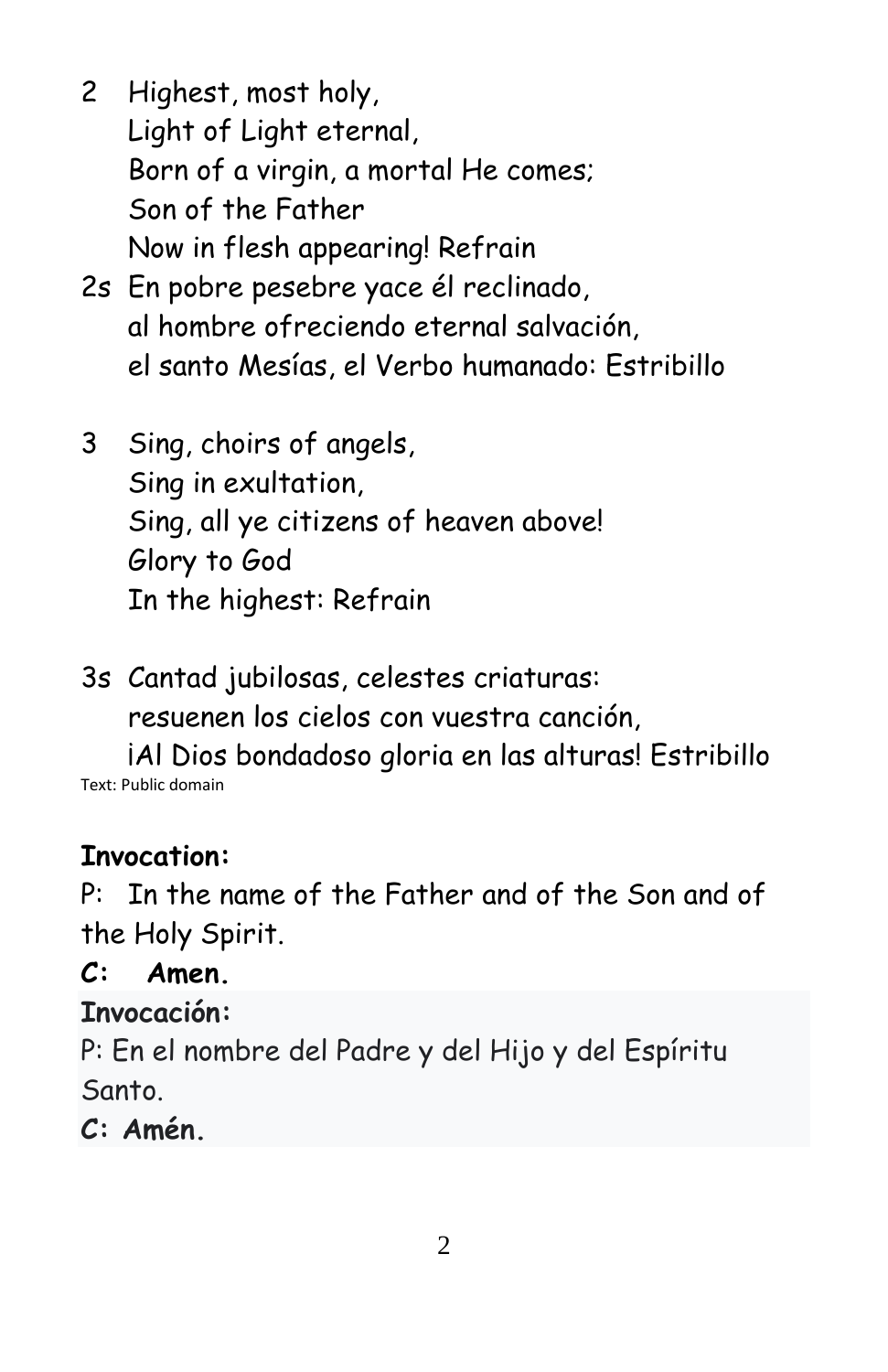2 Highest, most holy,
Light of Light eternal,
Born of a virgin, a mortal He comes;
Son of the Father
Now in flesh appearing! Refrain

2s En pobre pesebre yace él reclinado,
al hombre ofreciendo eternal salvación,
el santo Mesías, el Verbo humanado: Estribillo

3 Sing, choirs of angels,
Sing in exultation,
Sing, all ye citizens of heaven above!
Glory to God
In the highest: Refrain

3s Cantad jubilosas, celestes criaturas:
resuenen los cielos con vuestra canción,
¡Al Dios bondadoso gloria en las alturas! Estribillo

Text: Public domain

**Invocation:**

P: In the name of the Father and of the Son and of the Holy Spirit.

**C: Amen.**

**Invocación:**

P: En el nombre del Padre y del Hijo y del Espíritu Santo.

**C: Amén.**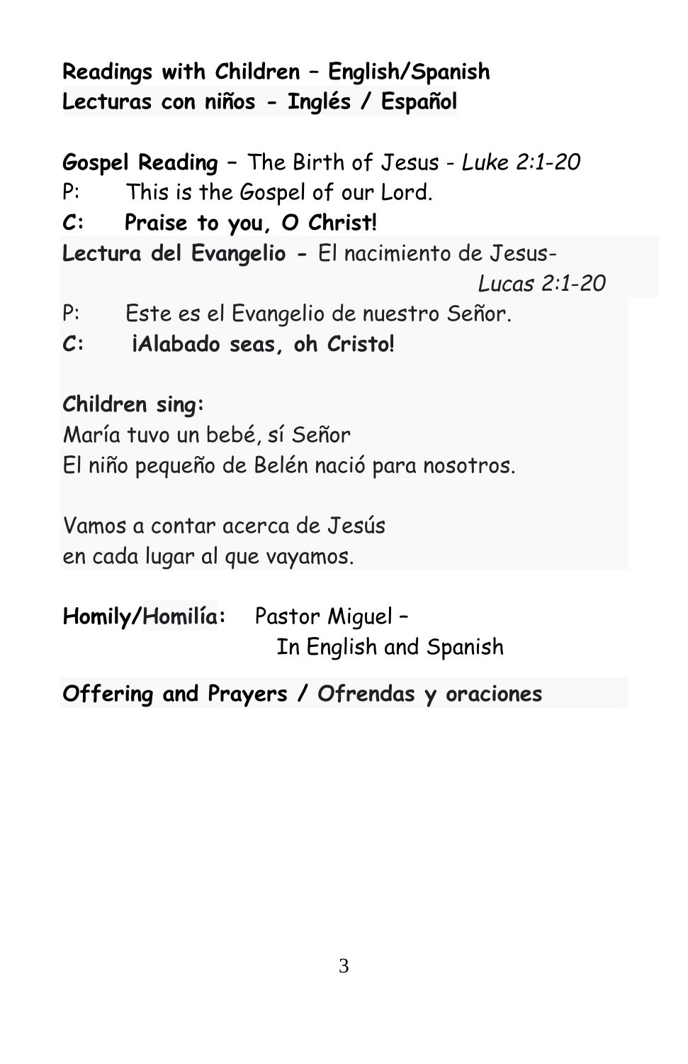**Readings with Children – English/Spanish**
**Lecturas con niños - Inglés / Español**

**Gospel Reading –** The Birth of Jesus - *Luke 2:1-20*

P: This is the Gospel of our Lord.

**C: Praise to you, O Christ!**

**Lectura del Evangelio -** El nacimiento de Jesus- *Lucas 2:1-20*

P: Este es el Evangelio de nuestro Señor.

**C: ¡Alabado seas, oh Cristo!**

**Children sing:**

María tuvo un bebé, sí Señor
El niño pequeño de Belén nació para nosotros.

Vamos a contar acerca de Jesús
en cada lugar al que vayamos.

**Homily/Homilía:** Pastor Miguel – In English and Spanish

**Offering and Prayers / Ofrendas y oraciones**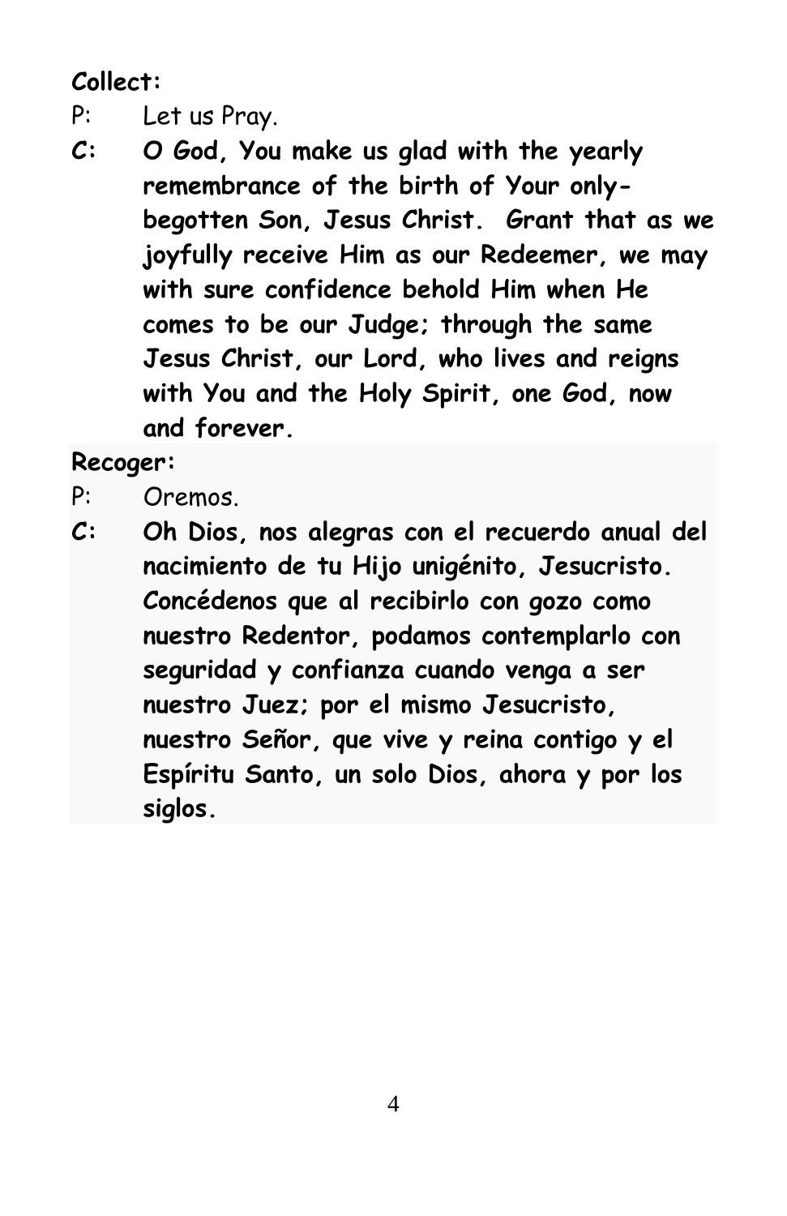**Collect:**

P: Let us Pray.

**C: O God, You make us glad with the yearly remembrance of the birth of Your only-begotten Son, Jesus Christ. Grant that as we joyfully receive Him as our Redeemer, we may with sure confidence behold Him when He comes to be our Judge; through the same Jesus Christ, our Lord, who lives and reigns with You and the Holy Spirit, one God, now and forever.**

**Recoger:**

P: Oremos.

**C: Oh Dios, nos alegras con el recuerdo anual del nacimiento de tu Hijo unigénito, Jesucristo. Concédenos que al recibirlo con gozo como nuestro Redentor, podamos contemplarlo con seguridad y confianza cuando venga a ser nuestro Juez; por el mismo Jesucristo, nuestro Señor, que vive y reina contigo y el Espíritu Santo, un solo Dios, ahora y por los siglos.**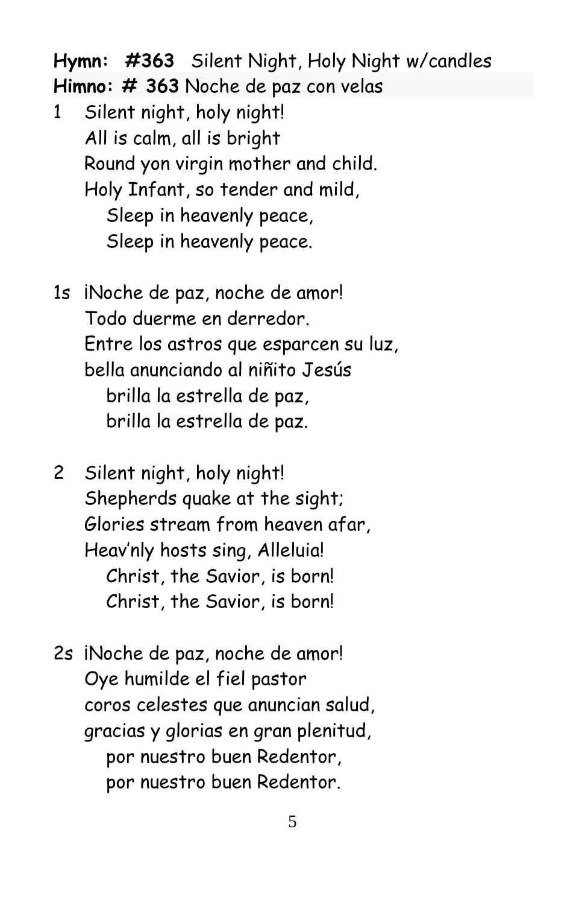**Hymn: #363** Silent Night, Holy Night w/candles
**Himno: # 363** Noche de paz con velas

1 Silent night, holy night!
All is calm, all is bright
Round yon virgin mother and child.
Holy Infant, so tender and mild,
  Sleep in heavenly peace,
  Sleep in heavenly peace.

1s ¡Noche de paz, noche de amor!
Todo duerme en derredor.
Entre los astros que esparcen su luz,
bella anunciando al niñito Jesús
  brilla la estrella de paz,
  brilla la estrella de paz.

2 Silent night, holy night!
Shepherds quake at the sight;
Glories stream from heaven afar,
Heav'nly hosts sing, Alleluia!
  Christ, the Savior, is born!
  Christ, the Savior, is born!

2s ¡Noche de paz, noche de amor!
Oye humilde el fiel pastor
coros celestes que anuncian salud,
gracias y glorias en gran plenitud,
  por nuestro buen Redentor,
  por nuestro buen Redentor.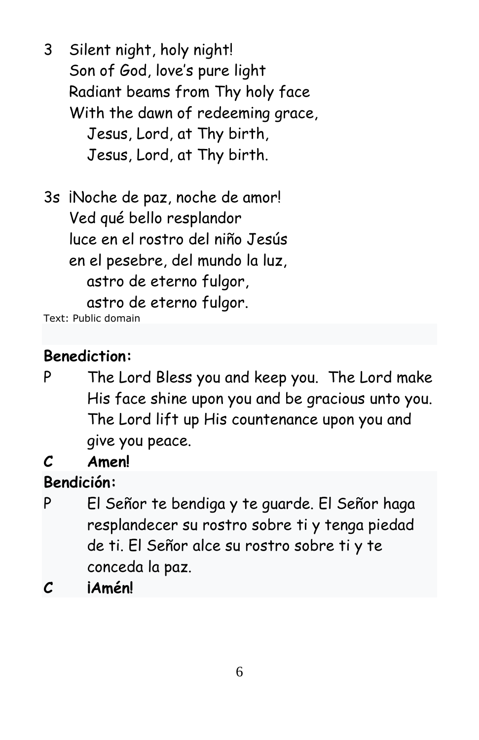3 Silent night, holy night!
Son of God, love's pure light
Radiant beams from Thy holy face
With the dawn of redeeming grace,
Jesus, Lord, at Thy birth,
Jesus, Lord, at Thy birth.

3s ¡Noche de paz, noche de amor!
Ved qué bello resplandor
luce en el rostro del niño Jesús
en el pesebre, del mundo la luz,
astro de eterno fulgor,
astro de eterno fulgor.

Text: Public domain

**Benediction:**

P The Lord Bless you and keep you. The Lord make His face shine upon you and be gracious unto you. The Lord lift up His countenance upon you and give you peace.

***C* Amen!**

**Bendición:**

P El Señor te bendiga y te guarde. El Señor haga resplandecer su rostro sobre ti y tenga piedad de ti. El Señor alce su rostro sobre ti y te conceda la paz.

***C* ¡Amén!**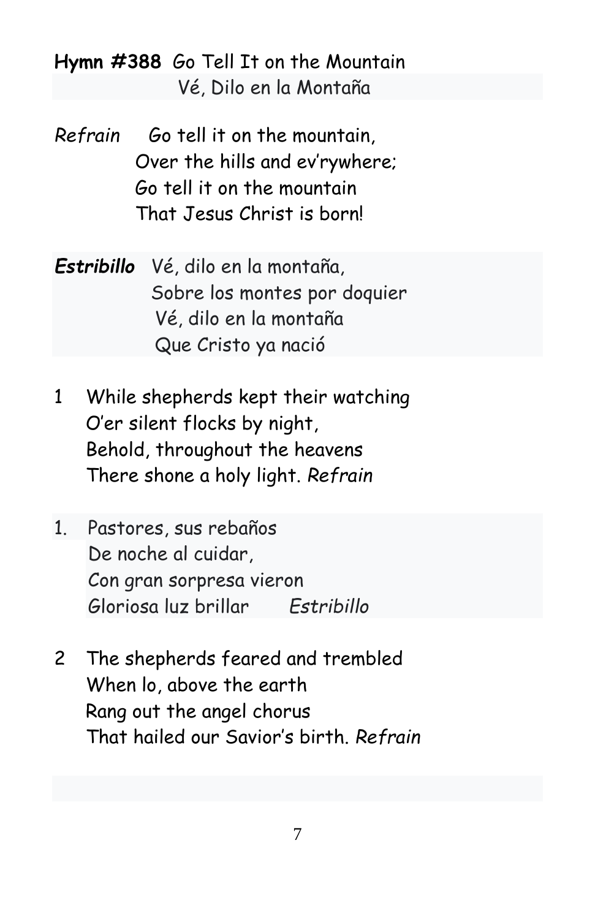**Hymn #388** Go Tell It on the Mountain
Vé, Dilo en la Montaña

*Refrain* Go tell it on the mountain,
Over the hills and ev'rywhere;
Go tell it on the mountain
That Jesus Christ is born!

***Estribillo*** Vé, dilo en la montaña,
Sobre los montes por doquier
Vé, dilo en la montaña
Que Cristo ya nació

1 While shepherds kept their watching
O'er silent flocks by night,
Behold, throughout the heavens
There shone a holy light. *Refrain*

1. Pastores, sus rebaños
De noche al cuidar,
Con gran sorpresa vieron
Gloriosa luz brillar *Estribillo*

2 The shepherds feared and trembled
When lo, above the earth
Rang out the angel chorus
That hailed our Savior's birth. *Refrain*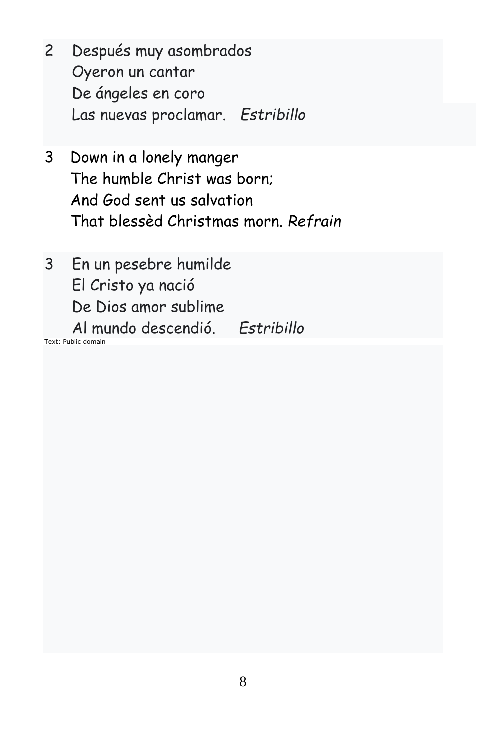2 Después muy asombrados
Oyeron un cantar
De ángeles en coro
Las nuevas proclamar. *Estribillo*

3 Down in a lonely manger
The humble Christ was born;
And God sent us salvation
That blessèd Christmas morn. *Refrain*

3 En un pesebre humilde
El Cristo ya nació
De Dios amor sublime
Al mundo descendió. *Estribillo*

Text: Public domain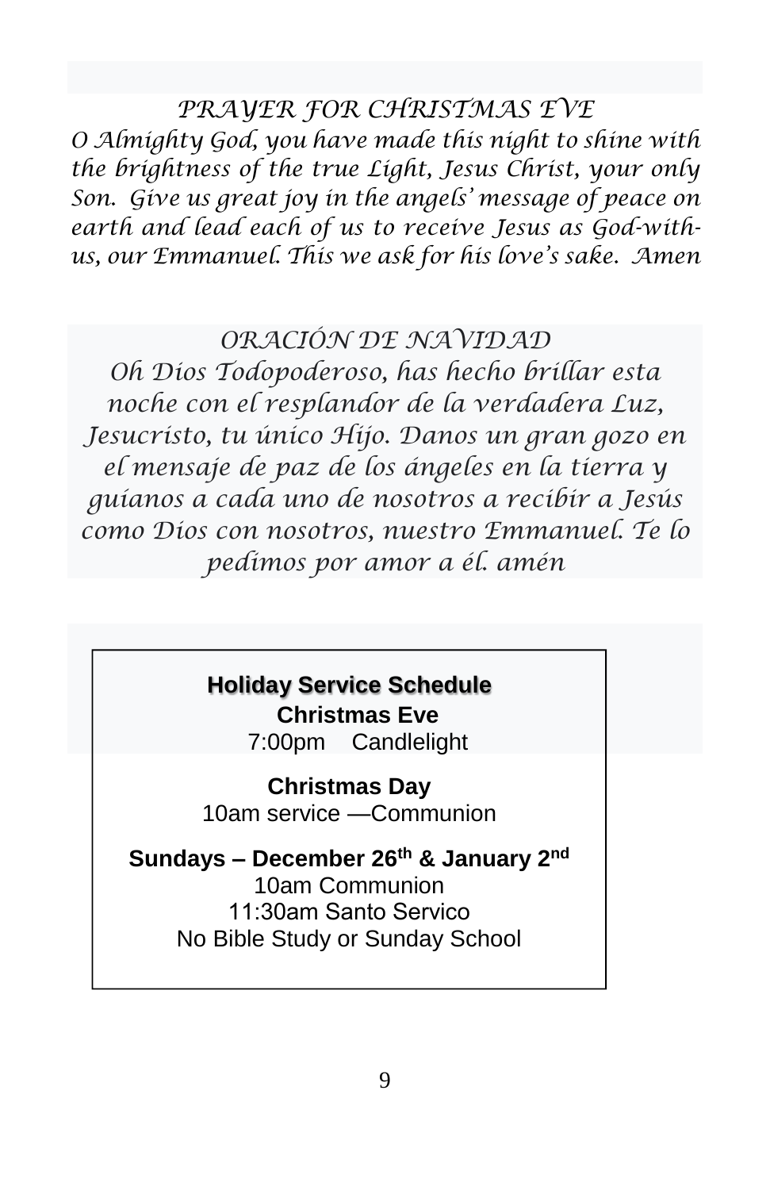*PRAYER FOR CHRISTMAS EVE*

*O Almighty God, you have made this night to shine with the brightness of the true Light, Jesus Christ, your only Son. Give us great joy in the angels' message of peace on earth and lead each of us to receive Jesus as God-with-us, our Emmanuel. This we ask for his love's sake. Amen*

*ORACIÓN DE NAVIDAD*

*Oh Dios Todopoderoso, has hecho brillar esta noche con el resplandor de la verdadera Luz, Jesucristo, tu único Hijo. Danos un gran gozo en el mensaje de paz de los ángeles en la tierra y guíanos a cada uno de nosotros a recibir a Jesús como Dios con nosotros, nuestro Emmanuel. Te lo pedimos por amor a él. amén*

**Holiday Service Schedule**

**Christmas Eve**
7:00pm Candlelight

**Christmas Day**
10am service —Communion

**Sundays – December 26th & January 2nd**
10am Communion
11:30am Santo Servico
No Bible Study or Sunday School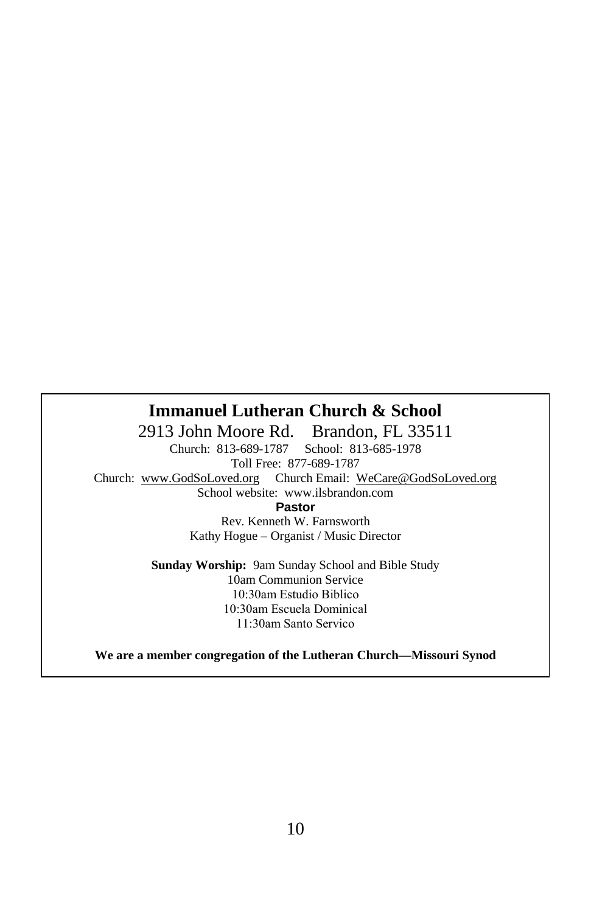# Immanuel Lutheran Church & School

2913 John Moore Rd. Brandon, FL 33511

Church: 813-689-1787 School: 813-685-1978

Toll Free: 877-689-1787

Church: www.GodSoLoved.org Church Email: WeCare@GodSoLoved.org

School website: www.ilsbrandon.com

**Pastor**

Rev. Kenneth W. Farnsworth

Kathy Hogue – Organist / Music Director

**Sunday Worship:** 9am Sunday School and Bible Study

10am Communion Service

10:30am Estudio Biblico

10:30am Escuela Dominical

11:30am Santo Servico

**We are a member congregation of the Lutheran Church—Missouri Synod**